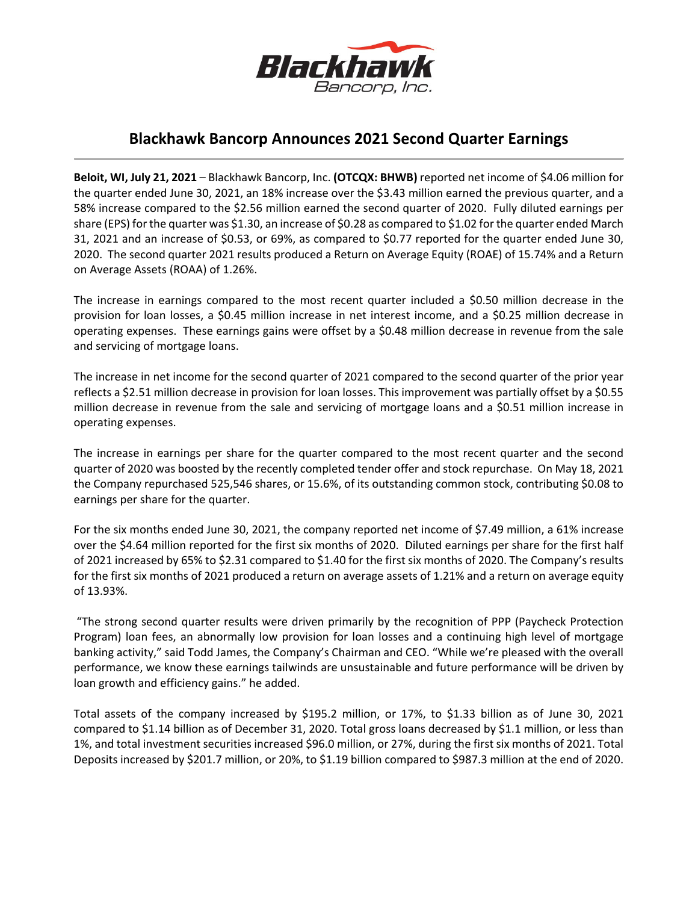# Blackhawk Bancorp Announces 2021 Second Quarter Earnings

**Beloit, WI, July 21, 2021** – Blackhawk Bancorp, Inc. **(OTCQX: BHWB)** reported net income of $4.06 million for the quarter ended June 30, 2021, an 18% increase over the $3.43 million earned the previous quarter, and a 58% increase compared to the $2.56 million earned the second quarter of 2020. Fully diluted earnings per share (EPS) for the quarter was $1.30, an increase of $0.28 as compared to $1.02 for the quarter ended March 31, 2021 and an increase of $0.53, or 69%, as compared to $0.77 reported for the quarter ended June 30, 2020. The second quarter 2021 results produced a Return on Average Equity (ROAE) of 15.74% and a Return on Average Assets (ROAA) of 1.26%.

The increase in earnings compared to the most recent quarter included a $0.50 million decrease in the provision for loan losses, a $0.45 million increase in net interest income, and a $0.25 million decrease in operating expenses. These earnings gains were offset by a $0.48 million decrease in revenue from the sale and servicing of mortgage loans.

The increase in net income for the second quarter of 2021 compared to the second quarter of the prior year reflects a $2.51 million decrease in provision for loan losses. This improvement was partially offset by a $0.55 million decrease in revenue from the sale and servicing of mortgage loans and a $0.51 million increase in operating expenses.

The increase in earnings per share for the quarter compared to the most recent quarter and the second quarter of 2020 was boosted by the recently completed tender offer and stock repurchase. On May 18, 2021 the Company repurchased 525,546 shares, or 15.6%, of its outstanding common stock, contributing $0.08 to earnings per share for the quarter.

For the six months ended June 30, 2021, the company reported net income of $7.49 million, a 61% increase over the $4.64 million reported for the first six months of 2020. Diluted earnings per share for the first half of 2021 increased by 65% to $2.31 compared to $1.40 for the first six months of 2020. The Company's results for the first six months of 2021 produced a return on average assets of 1.21% and a return on average equity of 13.93%.

"The strong second quarter results were driven primarily by the recognition of PPP (Paycheck Protection Program) loan fees, an abnormally low provision for loan losses and a continuing high level of mortgage banking activity," said Todd James, the Company's Chairman and CEO. "While we're pleased with the overall performance, we know these earnings tailwinds are unsustainable and future performance will be driven by loan growth and efficiency gains." he added.

Total assets of the company increased by $195.2 million, or 17%, to $1.33 billion as of June 30, 2021 compared to $1.14 billion as of December 31, 2020. Total gross loans decreased by $1.1 million, or less than 1%, and total investment securities increased $96.0 million, or 27%, during the first six months of 2021. Total Deposits increased by $201.7 million, or 20%, to $1.19 billion compared to $987.3 million at the end of 2020.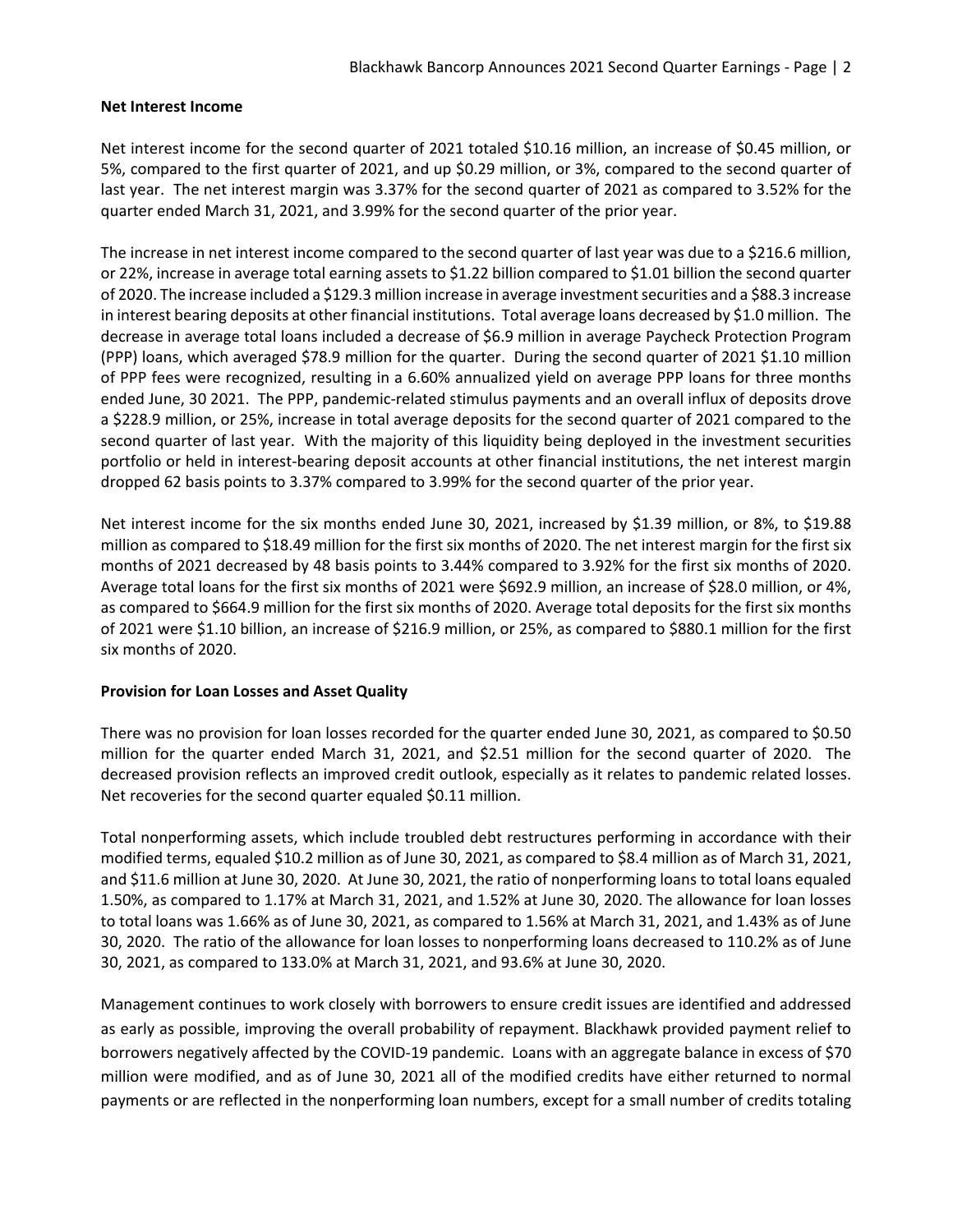**Net Interest Income**

Net interest income for the second quarter of 2021 totaled $10.16 million, an increase of $0.45 million, or 5%, compared to the first quarter of 2021, and up $0.29 million, or 3%, compared to the second quarter of last year. The net interest margin was 3.37% for the second quarter of 2021 as compared to 3.52% for the quarter ended March 31, 2021, and 3.99% for the second quarter of the prior year.

The increase in net interest income compared to the second quarter of last year was due to a $216.6 million, or 22%, increase in average total earning assets to $1.22 billion compared to $1.01 billion the second quarter of 2020. The increase included a $129.3 million increase in average investment securities and a $88.3 increase in interest bearing deposits at other financial institutions. Total average loans decreased by $1.0 million. The decrease in average total loans included a decrease of $6.9 million in average Paycheck Protection Program (PPP) loans, which averaged $78.9 million for the quarter. During the second quarter of 2021 $1.10 million of PPP fees were recognized, resulting in a 6.60% annualized yield on average PPP loans for three months ended June, 30 2021. The PPP, pandemic-related stimulus payments and an overall influx of deposits drove a $228.9 million, or 25%, increase in total average deposits for the second quarter of 2021 compared to the second quarter of last year. With the majority of this liquidity being deployed in the investment securities portfolio or held in interest-bearing deposit accounts at other financial institutions, the net interest margin dropped 62 basis points to 3.37% compared to 3.99% for the second quarter of the prior year.

Net interest income for the six months ended June 30, 2021, increased by $1.39 million, or 8%, to $19.88 million as compared to $18.49 million for the first six months of 2020. The net interest margin for the first six months of 2021 decreased by 48 basis points to 3.44% compared to 3.92% for the first six months of 2020. Average total loans for the first six months of 2021 were $692.9 million, an increase of $28.0 million, or 4%, as compared to $664.9 million for the first six months of 2020. Average total deposits for the first six months of 2021 were $1.10 billion, an increase of $216.9 million, or 25%, as compared to $880.1 million for the first six months of 2020.

**Provision for Loan Losses and Asset Quality**

There was no provision for loan losses recorded for the quarter ended June 30, 2021, as compared to $0.50 million for the quarter ended March 31, 2021, and $2.51 million for the second quarter of 2020. The decreased provision reflects an improved credit outlook, especially as it relates to pandemic related losses. Net recoveries for the second quarter equaled $0.11 million.

Total nonperforming assets, which include troubled debt restructures performing in accordance with their modified terms, equaled $10.2 million as of June 30, 2021, as compared to $8.4 million as of March 31, 2021, and $11.6 million at June 30, 2020. At June 30, 2021, the ratio of nonperforming loans to total loans equaled 1.50%, as compared to 1.17% at March 31, 2021, and 1.52% at June 30, 2020. The allowance for loan losses to total loans was 1.66% as of June 30, 2021, as compared to 1.56% at March 31, 2021, and 1.43% as of June 30, 2020. The ratio of the allowance for loan losses to nonperforming loans decreased to 110.2% as of June 30, 2021, as compared to 133.0% at March 31, 2021, and 93.6% at June 30, 2020.

Management continues to work closely with borrowers to ensure credit issues are identified and addressed as early as possible, improving the overall probability of repayment. Blackhawk provided payment relief to borrowers negatively affected by the COVID-19 pandemic. Loans with an aggregate balance in excess of $70 million were modified, and as of June 30, 2021 all of the modified credits have either returned to normal payments or are reflected in the nonperforming loan numbers, except for a small number of credits totaling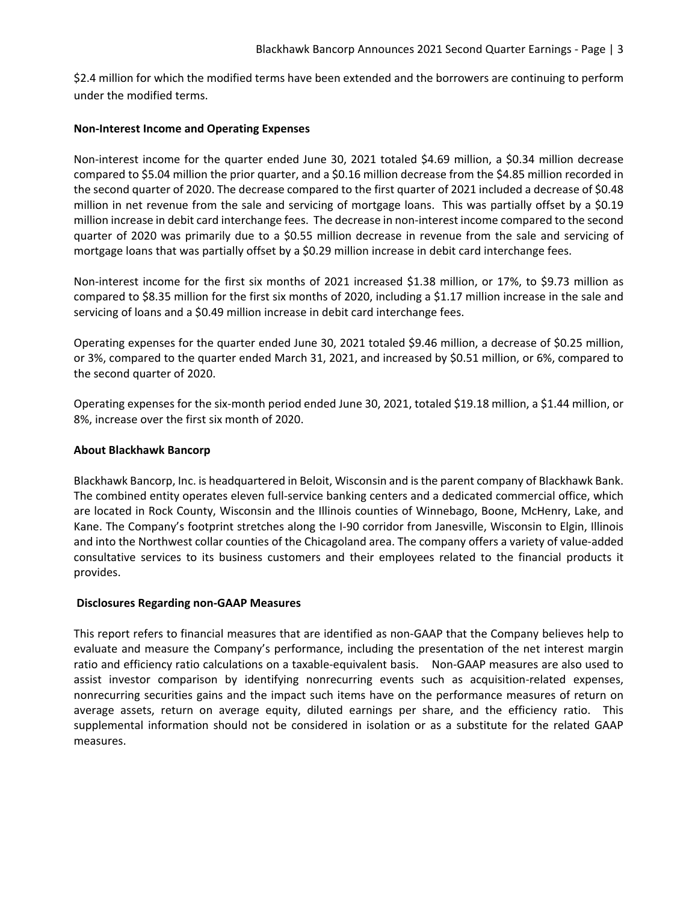$2.4 million for which the modified terms have been extended and the borrowers are continuing to perform under the modified terms.

**Non-Interest Income and Operating Expenses**

Non-interest income for the quarter ended June 30, 2021 totaled $4.69 million, a $0.34 million decrease compared to $5.04 million the prior quarter, and a $0.16 million decrease from the $4.85 million recorded in the second quarter of 2020. The decrease compared to the first quarter of 2021 included a decrease of $0.48 million in net revenue from the sale and servicing of mortgage loans. This was partially offset by a $0.19 million increase in debit card interchange fees. The decrease in non-interest income compared to the second quarter of 2020 was primarily due to a $0.55 million decrease in revenue from the sale and servicing of mortgage loans that was partially offset by a $0.29 million increase in debit card interchange fees.

Non-interest income for the first six months of 2021 increased $1.38 million, or 17%, to $9.73 million as compared to $8.35 million for the first six months of 2020, including a $1.17 million increase in the sale and servicing of loans and a $0.49 million increase in debit card interchange fees.

Operating expenses for the quarter ended June 30, 2021 totaled $9.46 million, a decrease of $0.25 million, or 3%, compared to the quarter ended March 31, 2021, and increased by $0.51 million, or 6%, compared to the second quarter of 2020.

Operating expenses for the six-month period ended June 30, 2021, totaled $19.18 million, a $1.44 million, or 8%, increase over the first six month of 2020.

**About Blackhawk Bancorp**

Blackhawk Bancorp, Inc. is headquartered in Beloit, Wisconsin and is the parent company of Blackhawk Bank. The combined entity operates eleven full-service banking centers and a dedicated commercial office, which are located in Rock County, Wisconsin and the Illinois counties of Winnebago, Boone, McHenry, Lake, and Kane. The Company's footprint stretches along the I-90 corridor from Janesville, Wisconsin to Elgin, Illinois and into the Northwest collar counties of the Chicagoland area. The company offers a variety of value-added consultative services to its business customers and their employees related to the financial products it provides.

**Disclosures Regarding non-GAAP Measures**

This report refers to financial measures that are identified as non-GAAP that the Company believes help to evaluate and measure the Company's performance, including the presentation of the net interest margin ratio and efficiency ratio calculations on a taxable-equivalent basis. Non-GAAP measures are also used to assist investor comparison by identifying nonrecurring events such as acquisition-related expenses, nonrecurring securities gains and the impact such items have on the performance measures of return on average assets, return on average equity, diluted earnings per share, and the efficiency ratio. This supplemental information should not be considered in isolation or as a substitute for the related GAAP measures.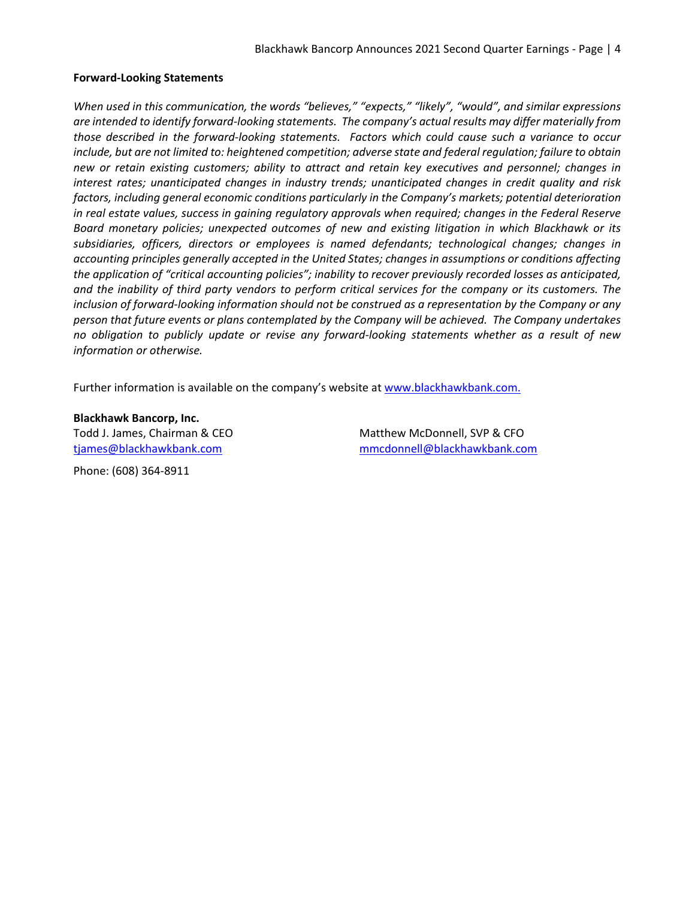**Forward-Looking Statements**

*When used in this communication, the words "believes," "expects," "likely", "would", and similar expressions are intended to identify forward-looking statements. The company's actual results may differ materially from those described in the forward-looking statements. Factors which could cause such a variance to occur include, but are not limited to: heightened competition; adverse state and federal regulation; failure to obtain new or retain existing customers; ability to attract and retain key executives and personnel; changes in interest rates; unanticipated changes in industry trends; unanticipated changes in credit quality and risk factors, including general economic conditions particularly in the Company's markets; potential deterioration in real estate values, success in gaining regulatory approvals when required; changes in the Federal Reserve Board monetary policies; unexpected outcomes of new and existing litigation in which Blackhawk or its subsidiaries, officers, directors or employees is named defendants; technological changes; changes in accounting principles generally accepted in the United States; changes in assumptions or conditions affecting the application of "critical accounting policies"; inability to recover previously recorded losses as anticipated, and the inability of third party vendors to perform critical services for the company or its customers. The inclusion of forward-looking information should not be construed as a representation by the Company or any person that future events or plans contemplated by the Company will be achieved. The Company undertakes no obligation to publicly update or revise any forward-looking statements whether as a result of new information or otherwise.*

Further information is available on the company's website at www.blackhawkbank.com.

**Blackhawk Bancorp, Inc.**
Todd J. James, Chairman & CEO
tjames@blackhawkbank.com

Matthew McDonnell, SVP & CFO
mmcdonnell@blackhawkbank.com

Phone: (608) 364-8911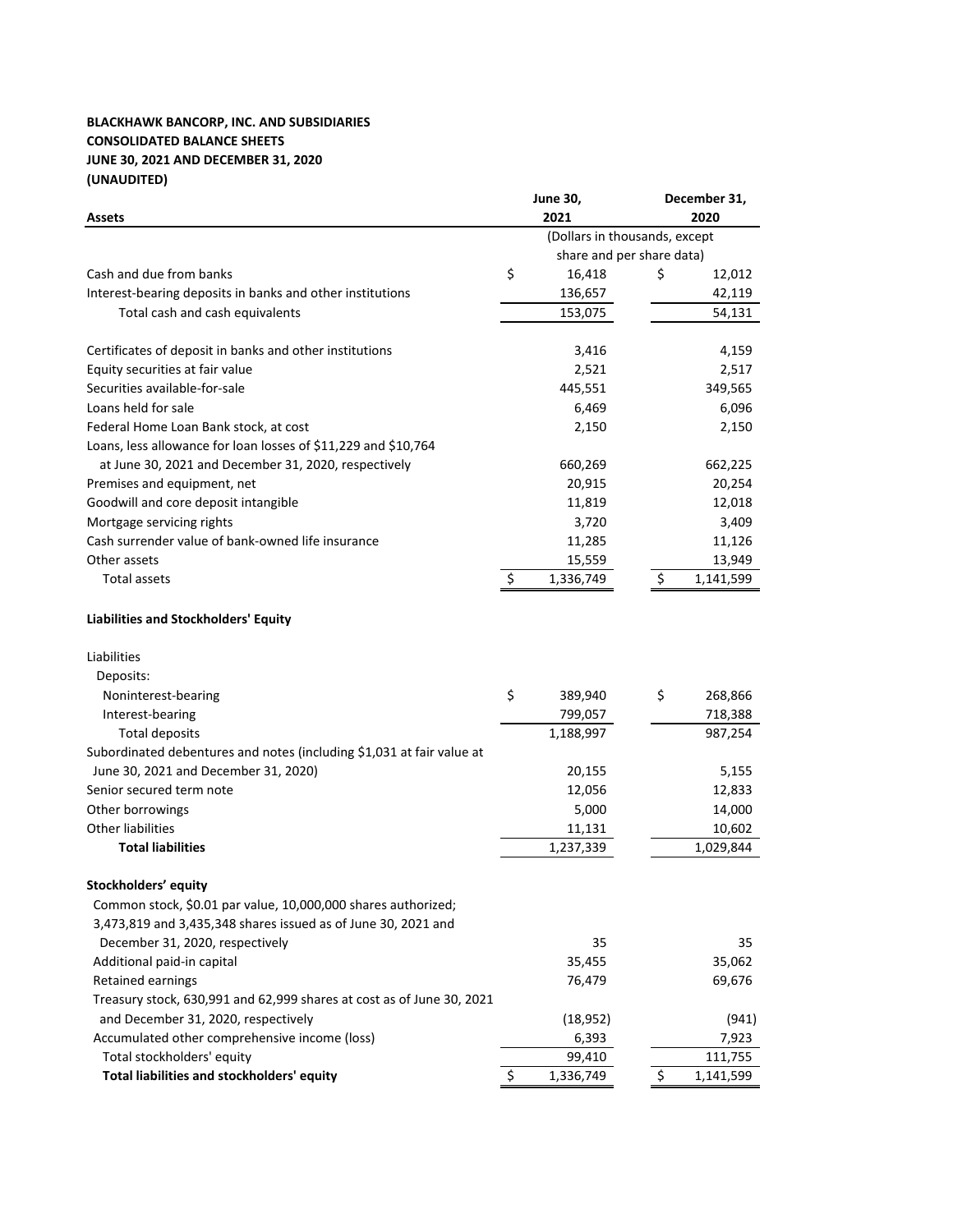**BLACKHAWK BANCORP, INC. AND SUBSIDIARIES**
**CONSOLIDATED BALANCE SHEETS**
**JUNE 30, 2021 AND DECEMBER 31, 2020**
**(UNAUDITED)**

| **Assets** | **June 30, 2021** | **December 31, 2020** |
|---|---|---|
| | (Dollars in thousands, except share and per share data) | |
| Cash and due from banks | $ 16,418 | $ 12,012 |
| Interest-bearing deposits in banks and other institutions | 136,657 | 42,119 |
| Total cash and cash equivalents | 153,075 | 54,131 |
| | | |
| Certificates of deposit in banks and other institutions | 3,416 | 4,159 |
| Equity securities at fair value | 2,521 | 2,517 |
| Securities available-for-sale | 445,551 | 349,565 |
| Loans held for sale | 6,469 | 6,096 |
| Federal Home Loan Bank stock, at cost | 2,150 | 2,150 |
| Loans, less allowance for loan losses of $11,229 and $10,764 at June 30, 2021 and December 31, 2020, respectively | 660,269 | 662,225 |
| Premises and equipment, net | 20,915 | 20,254 |
| Goodwill and core deposit intangible | 11,819 | 12,018 |
| Mortgage servicing rights | 3,720 | 3,409 |
| Cash surrender value of bank-owned life insurance | 11,285 | 11,126 |
| Other assets | 15,559 | 13,949 |
| Total assets | $ 1,336,749 | $ 1,141,599 |
| | | |
| **Liabilities and Stockholders' Equity** | | |
| | | |
| Liabilities | | |
| Deposits: | | |
| Noninterest-bearing | $ 389,940 | $ 268,866 |
| Interest-bearing | 799,057 | 718,388 |
| Total deposits | 1,188,997 | 987,254 |
| Subordinated debentures and notes (including $1,031 at fair value at June 30, 2021 and December 31, 2020) | 20,155 | 5,155 |
| Senior secured term note | 12,056 | 12,833 |
| Other borrowings | 5,000 | 14,000 |
| Other liabilities | 11,131 | 10,602 |
| **Total liabilities** | 1,237,339 | 1,029,844 |
| | | |
| **Stockholders' equity** | | |
| Common stock, $0.01 par value, 10,000,000 shares authorized; 3,473,819 and 3,435,348 shares issued as of June 30, 2021 and December 31, 2020, respectively | 35 | 35 |
| Additional paid-in capital | 35,455 | 35,062 |
| Retained earnings | 76,479 | 69,676 |
| Treasury stock, 630,991 and 62,999 shares at cost as of June 30, 2021 and December 31, 2020, respectively | (18,952) | (941) |
| Accumulated other comprehensive income (loss) | 6,393 | 7,923 |
| Total stockholders' equity | 99,410 | 111,755 |
| **Total liabilities and stockholders' equity** | $ 1,336,749 | $ 1,141,599 |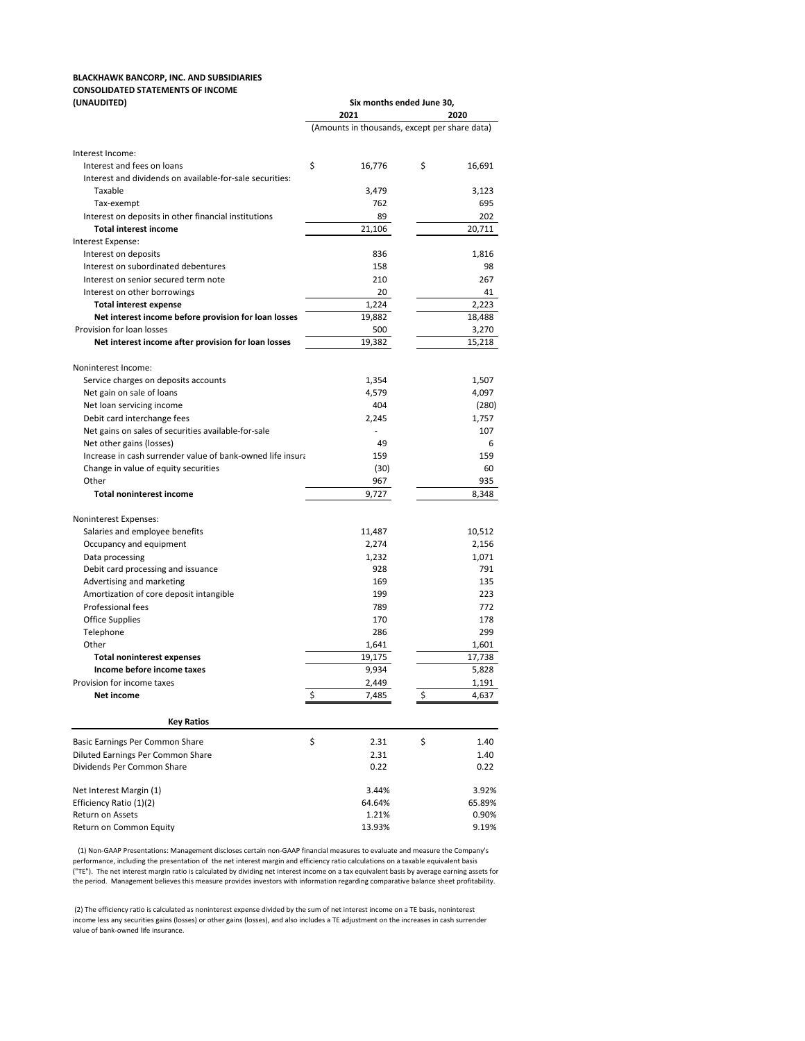**BLACKHAWK BANCORP, INC. AND SUBSIDIARIES**
**CONSOLIDATED STATEMENTS OF INCOME**
**(UNAUDITED)**

| | Six months ended June 30, 2021 | Six months ended June 30, 2020 |
|---|---|---|
| | (Amounts in thousands, except per share data) | |
| Interest Income: | | |
| Interest and fees on loans | $ 16,776 | $ 16,691 |
| Interest and dividends on available-for-sale securities: | | |
| Taxable | 3,479 | 3,123 |
| Tax-exempt | 762 | 695 |
| Interest on deposits in other financial institutions | 89 | 202 |
| **Total interest income** | 21,106 | 20,711 |
| Interest Expense: | | |
| Interest on deposits | 836 | 1,816 |
| Interest on subordinated debentures | 158 | 98 |
| Interest on senior secured term note | 210 | 267 |
| Interest on other borrowings | 20 | 41 |
| **Total interest expense** | 1,224 | 2,223 |
| **Net interest income before provision for loan losses** | 19,882 | 18,488 |
| Provision for loan losses | 500 | 3,270 |
| **Net interest income after provision for loan losses** | 19,382 | 15,218 |
| Noninterest Income: | | |
| Service charges on deposits accounts | 1,354 | 1,507 |
| Net gain on sale of loans | 4,579 | 4,097 |
| Net loan servicing income | 404 | (280) |
| Debit card interchange fees | 2,245 | 1,757 |
| Net gains on sales of securities available-for-sale | - | 107 |
| Net other gains (losses) | 49 | 6 |
| Increase in cash surrender value of bank-owned life insura | 159 | 159 |
| Change in value of equity securities | (30) | 60 |
| Other | 967 | 935 |
| **Total noninterest income** | 9,727 | 8,348 |
| Noninterest Expenses: | | |
| Salaries and employee benefits | 11,487 | 10,512 |
| Occupancy and equipment | 2,274 | 2,156 |
| Data processing | 1,232 | 1,071 |
| Debit card processing and issuance | 928 | 791 |
| Advertising and marketing | 169 | 135 |
| Amortization of core deposit intangible | 199 | 223 |
| Professional fees | 789 | 772 |
| Office Supplies | 170 | 178 |
| Telephone | 286 | 299 |
| Other | 1,641 | 1,601 |
| **Total noninterest expenses** | 19,175 | 17,738 |
| **Income before income taxes** | 9,934 | 5,828 |
| Provision for income taxes | 2,449 | 1,191 |
| **Net income** | $ 7,485 | $ 4,637 |

| **Key Ratios** | | |
|---|---|---|
| Basic Earnings Per Common Share | $ 2.31 | $ 1.40 |
| Diluted Earnings Per Common Share | 2.31 | 1.40 |
| Dividends Per Common Share | 0.22 | 0.22 |
| Net Interest Margin (1) | 3.44% | 3.92% |
| Efficiency Ratio (1)(2) | 64.64% | 65.89% |
| Return on Assets | 1.21% | 0.90% |
| Return on Common Equity | 13.93% | 9.19% |

(1) Non-GAAP Presentations: Management discloses certain non-GAAP financial measures to evaluate and measure the Company's performance, including the presentation of the net interest margin and efficiency ratio calculations on a taxable equivalent basis ("TE"). The net interest margin ratio is calculated by dividing net interest income on a tax equivalent basis by average earning assets for the period. Management believes this measure provides investors with information regarding comparative balance sheet profitability.

(2) The efficiency ratio is calculated as noninterest expense divided by the sum of net interest income on a TE basis, noninterest income less any securities gains (losses) or other gains (losses), and also includes a TE adjustment on the increases in cash surrender value of bank-owned life insurance.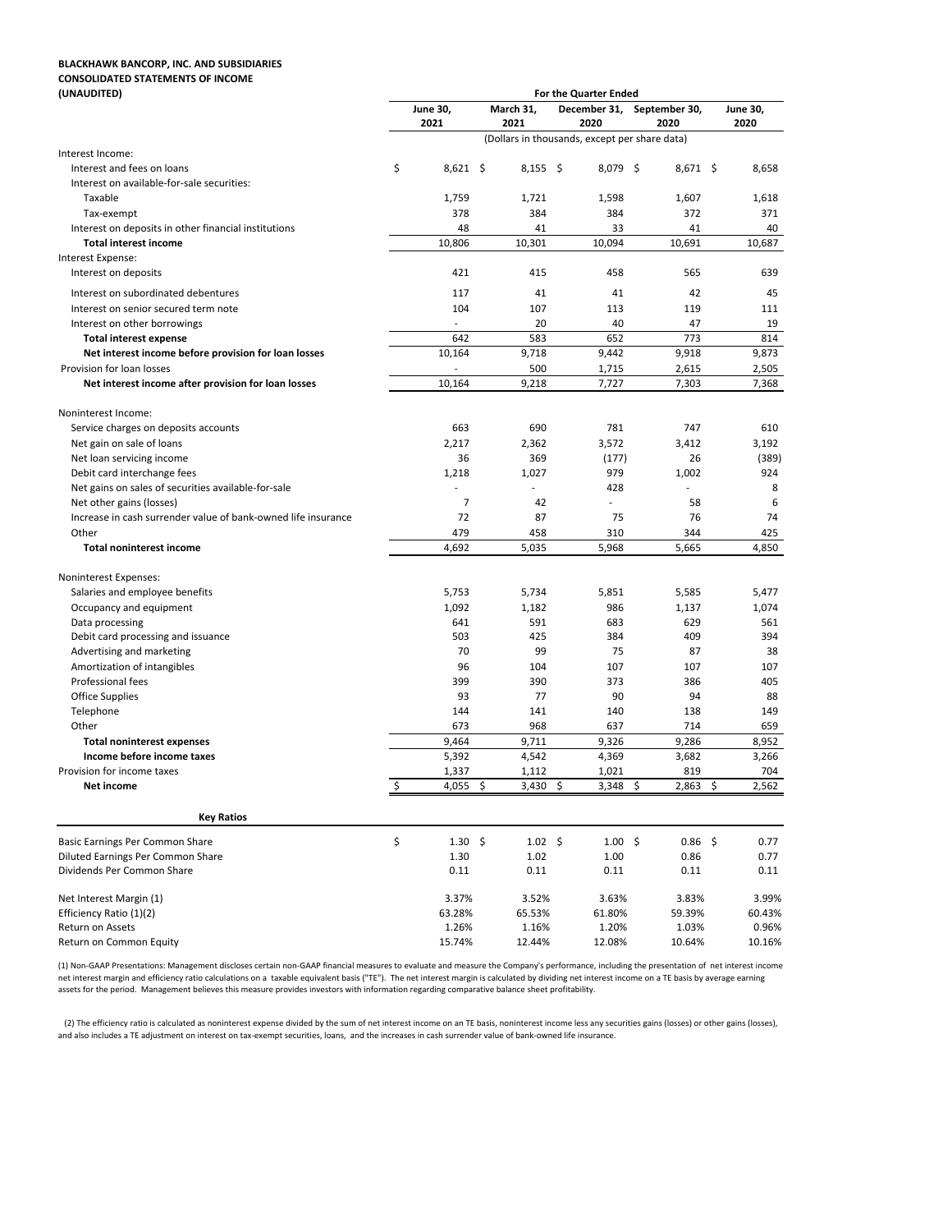**BLACKHAWK BANCORP, INC. AND SUBSIDIARIES**
**CONSOLIDATED STATEMENTS OF INCOME**
**(UNAUDITED)**

| | For the Quarter Ended | | | | |
|---|---|---|---|---|---|
| | June 30, 2021 | March 31, 2021 | December 31, 2020 | September 30, 2020 | June 30, 2020 |
| | (Dollars in thousands, except per share data) | | | | |
| Interest Income: | | | | | |
| Interest and fees on loans | $ 8,621 | $ 8,155 | $ 8,079 | $ 8,671 | $ 8,658 |
| Interest on available-for-sale securities: | | | | | |
| Taxable | 1,759 | 1,721 | 1,598 | 1,607 | 1,618 |
| Tax-exempt | 378 | 384 | 384 | 372 | 371 |
| Interest on deposits in other financial institutions | 48 | 41 | 33 | 41 | 40 |
| **Total interest income** | 10,806 | 10,301 | 10,094 | 10,691 | 10,687 |
| Interest Expense: | | | | | |
| Interest on deposits | 421 | 415 | 458 | 565 | 639 |
| Interest on subordinated debentures | 117 | 41 | 41 | 42 | 45 |
| Interest on senior secured term note | 104 | 107 | 113 | 119 | 111 |
| Interest on other borrowings | - | 20 | 40 | 47 | 19 |
| **Total interest expense** | 642 | 583 | 652 | 773 | 814 |
| **Net interest income before provision for loan losses** | 10,164 | 9,718 | 9,442 | 9,918 | 9,873 |
| Provision for loan losses | - | 500 | 1,715 | 2,615 | 2,505 |
| **Net interest income after provision for loan losses** | 10,164 | 9,218 | 7,727 | 7,303 | 7,368 |
| Noninterest Income: | | | | | |
| Service charges on deposits accounts | 663 | 690 | 781 | 747 | 610 |
| Net gain on sale of loans | 2,217 | 2,362 | 3,572 | 3,412 | 3,192 |
| Net loan servicing income | 36 | 369 | (177) | 26 | (389) |
| Debit card interchange fees | 1,218 | 1,027 | 979 | 1,002 | 924 |
| Net gains on sales of securities available-for-sale | - | - | 428 | - | 8 |
| Net other gains (losses) | 7 | 42 | - | 58 | 6 |
| Increase in cash surrender value of bank-owned life insurance | 72 | 87 | 75 | 76 | 74 |
| Other | 479 | 458 | 310 | 344 | 425 |
| **Total noninterest income** | 4,692 | 5,035 | 5,968 | 5,665 | 4,850 |
| Noninterest Expenses: | | | | | |
| Salaries and employee benefits | 5,753 | 5,734 | 5,851 | 5,585 | 5,477 |
| Occupancy and equipment | 1,092 | 1,182 | 986 | 1,137 | 1,074 |
| Data processing | 641 | 591 | 683 | 629 | 561 |
| Debit card processing and issuance | 503 | 425 | 384 | 409 | 394 |
| Advertising and marketing | 70 | 99 | 75 | 87 | 38 |
| Amortization of intangibles | 96 | 104 | 107 | 107 | 107 |
| Professional fees | 399 | 390 | 373 | 386 | 405 |
| Office Supplies | 93 | 77 | 90 | 94 | 88 |
| Telephone | 144 | 141 | 140 | 138 | 149 |
| Other | 673 | 968 | 637 | 714 | 659 |
| **Total noninterest expenses** | 9,464 | 9,711 | 9,326 | 9,286 | 8,952 |
| **Income before income taxes** | 5,392 | 4,542 | 4,369 | 3,682 | 3,266 |
| Provision for income taxes | 1,337 | 1,112 | 1,021 | 819 | 704 |
| **Net income** | $ 4,055 | $ 3,430 | $ 3,348 | $ 2,863 | $ 2,562 |

| **Key Ratios** | | | | | |
|---|---|---|---|---|---|
| Basic Earnings Per Common Share | $ 1.30 | $ 1.02 | $ 1.00 | $ 0.86 | $ 0.77 |
| Diluted Earnings Per Common Share | 1.30 | 1.02 | 1.00 | 0.86 | 0.77 |
| Dividends Per Common Share | 0.11 | 0.11 | 0.11 | 0.11 | 0.11 |
| Net Interest Margin (1) | 3.37% | 3.52% | 3.63% | 3.83% | 3.99% |
| Efficiency Ratio (1)(2) | 63.28% | 65.53% | 61.80% | 59.39% | 60.43% |
| Return on Assets | 1.26% | 1.16% | 1.20% | 1.03% | 0.96% |
| Return on Common Equity | 15.74% | 12.44% | 12.08% | 10.64% | 10.16% |

(1) Non-GAAP Presentations: Management discloses certain non-GAAP financial measures to evaluate and measure the Company's performance, including the presentation of net interest income net interest margin and efficiency ratio calculations on a taxable equivalent basis ("TE"). The net interest margin is calculated by dividing net interest income on a TE basis by average earning assets for the period. Management believes this measure provides investors with information regarding comparative balance sheet profitability.

(2) The efficiency ratio is calculated as noninterest expense divided by the sum of net interest income on an TE basis, noninterest income less any securities gains (losses) or other gains (losses), and also includes a TE adjustment on interest on tax-exempt securities, loans, and the increases in cash surrender value of bank-owned life insurance.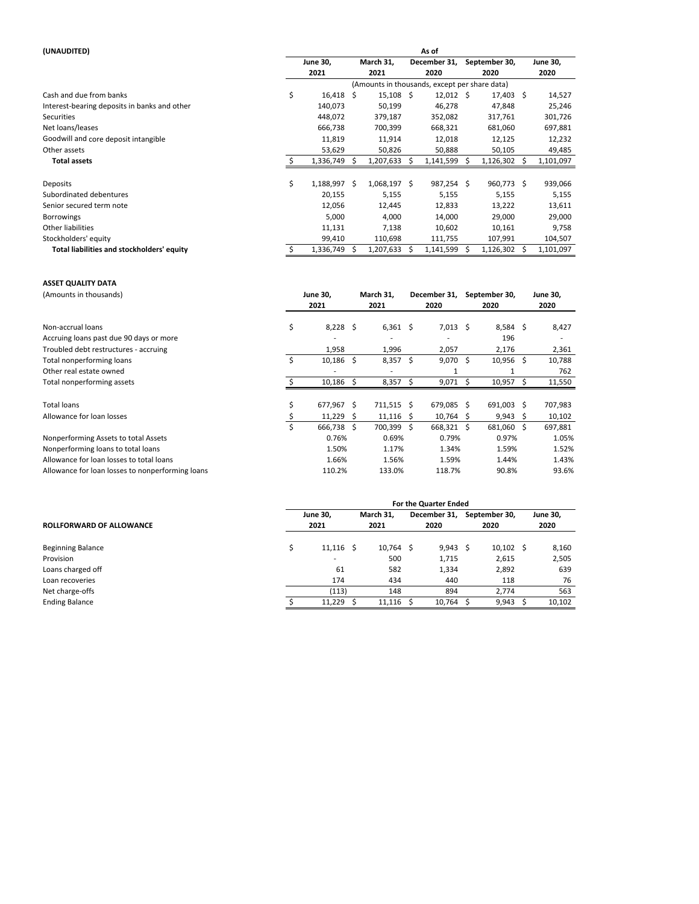**(UNAUDITED)**

| | As of | | | | |
|---|---|---|---|---|---|
| | June 30, 2021 | March 31, 2021 | December 31, 2020 | September 30, 2020 | June 30, 2020 |
| | (Amounts in thousands, except per share data) | | | | |
| Cash and due from banks | $ 16,418 | $ 15,108 | $ 12,012 | $ 17,403 | $ 14,527 |
| Interest-bearing deposits in banks and other | 140,073 | 50,199 | 46,278 | 47,848 | 25,246 |
| Securities | 448,072 | 379,187 | 352,082 | 317,761 | 301,726 |
| Net loans/leases | 666,738 | 700,399 | 668,321 | 681,060 | 697,881 |
| Goodwill and core deposit intangible | 11,819 | 11,914 | 12,018 | 12,125 | 12,232 |
| Other assets | 53,629 | 50,826 | 50,888 | 50,105 | 49,485 |
| **Total assets** | $ 1,336,749 | $ 1,207,633 | $ 1,141,599 | $ 1,126,302 | $ 1,101,097 |
| | | | | | |
| Deposits | $ 1,188,997 | $ 1,068,197 | $ 987,254 | $ 960,773 | $ 939,066 |
| Subordinated debentures | 20,155 | 5,155 | 5,155 | 5,155 | 5,155 |
| Senior secured term note | 12,056 | 12,445 | 12,833 | 13,222 | 13,611 |
| Borrowings | 5,000 | 4,000 | 14,000 | 29,000 | 29,000 |
| Other liabilities | 11,131 | 7,138 | 10,602 | 10,161 | 9,758 |
| Stockholders' equity | 99,410 | 110,698 | 111,755 | 107,991 | 104,507 |
| **Total liabilities and stockholders' equity** | $ 1,336,749 | $ 1,207,633 | $ 1,141,599 | $ 1,126,302 | $ 1,101,097 |

**ASSET QUALITY DATA**

| (Amounts in thousands) | June 30, 2021 | March 31, 2021 | December 31, 2020 | September 30, 2020 | June 30, 2020 |
|---|---|---|---|---|---|
| Non-accrual loans | $ 8,228 | $ 6,361 | $ 7,013 | $ 8,584 | $ 8,427 |
| Accruing loans past due 90 days or more | - | - | - | 196 | - |
| Troubled debt restructures - accruing | 1,958 | 1,996 | 2,057 | 2,176 | 2,361 |
| Total nonperforming loans | $ 10,186 | $ 8,357 | $ 9,070 | $ 10,956 | $ 10,788 |
| Other real estate owned | - | - | 1 | 1 | 762 |
| Total nonperforming assets | $ 10,186 | $ 8,357 | $ 9,071 | $ 10,957 | $ 11,550 |
| | | | | | |
| Total loans | $ 677,967 | $ 711,515 | $ 679,085 | $ 691,003 | $ 707,983 |
| Allowance for loan losses | $ 11,229 | $ 11,116 | $ 10,764 | $ 9,943 | $ 10,102 |
| | $ 666,738 | $ 700,399 | $ 668,321 | $ 681,060 | $ 697,881 |
| Nonperforming Assets to total Assets | 0.76% | 0.69% | 0.79% | 0.97% | 1.05% |
| Nonperforming loans to total loans | 1.50% | 1.17% | 1.34% | 1.59% | 1.52% |
| Allowance for loan losses to total loans | 1.66% | 1.56% | 1.59% | 1.44% | 1.43% |
| Allowance for loan losses to nonperforming loans | 110.2% | 133.0% | 118.7% | 90.8% | 93.6% |

| | For the Quarter Ended | | | | |
|---|---|---|---|---|---|
| **ROLLFORWARD OF ALLOWANCE** | June 30, 2021 | March 31, 2021 | December 31, 2020 | September 30, 2020 | June 30, 2020 |
| Beginning Balance | $ 11,116 | $ 10,764 | $ 9,943 | $ 10,102 | $ 8,160 |
| Provision | - | 500 | 1,715 | 2,615 | 2,505 |
| Loans charged off | 61 | 582 | 1,334 | 2,892 | 639 |
| Loan recoveries | 174 | 434 | 440 | 118 | 76 |
| Net charge-offs | (113) | 148 | 894 | 2,774 | 563 |
| Ending Balance | $ 11,229 | $ 11,116 | $ 10,764 | $ 9,943 | $ 10,102 |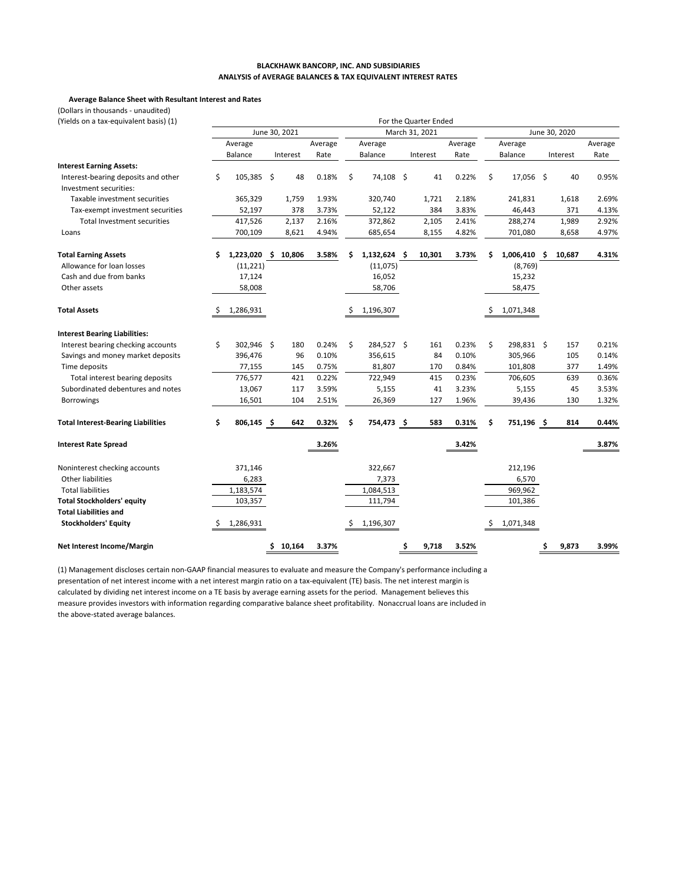**BLACKHAWK BANCORP, INC. AND SUBSIDIARIES**
**ANALYSIS of AVERAGE BALANCES & TAX EQUIVALENT INTEREST RATES**

**Average Balance Sheet with Resultant Interest and Rates**

(Dollars in thousands - unaudited)
(Yields on a tax-equivalent basis) (1)

| | For the Quarter Ended | | | | | | | | |
|---|---|---|---|---|---|---|---|---|---|
| | June 30, 2021 | | | March 31, 2021 | | | June 30, 2020 | | |
| | Average Balance | Interest | Average Rate | Average Balance | Interest | Average Rate | Average Balance | Interest | Average Rate |
| **Interest Earning Assets:** | | | | | | | | | |
| Interest-bearing deposits and other | $ 105,385 | $ 48 | 0.18% | $ 74,108 | $ 41 | 0.22% | $ 17,056 | $ 40 | 0.95% |
| Investment securities: | | | | | | | | | |
| Taxable investment securities | 365,329 | 1,759 | 1.93% | 320,740 | 1,721 | 2.18% | 241,831 | 1,618 | 2.69% |
| Tax-exempt investment securities | 52,197 | 378 | 3.73% | 52,122 | 384 | 3.83% | 46,443 | 371 | 4.13% |
| Total Investment securities | 417,526 | 2,137 | 2.16% | 372,862 | 2,105 | 2.41% | 288,274 | 1,989 | 2.92% |
| Loans | 700,109 | 8,621 | 4.94% | 685,654 | 8,155 | 4.82% | 701,080 | 8,658 | 4.97% |
| **Total Earning Assets** | **$ 1,223,020** | **$ 10,806** | **3.58%** | **$ 1,132,624** | **$ 10,301** | **3.73%** | **$ 1,006,410** | **$ 10,687** | **4.31%** |
| Allowance for loan losses | (11,221) | | | (11,075) | | | (8,769) | | |
| Cash and due from banks | 17,124 | | | 16,052 | | | 15,232 | | |
| Other assets | 58,008 | | | 58,706 | | | 58,475 | | |
| **Total Assets** | $ 1,286,931 | | | $ 1,196,307 | | | $ 1,071,348 | | |
| **Interest Bearing Liabilities:** | | | | | | | | | |
| Interest bearing checking accounts | $ 302,946 | $ 180 | 0.24% | $ 284,527 | $ 161 | 0.23% | $ 298,831 | $ 157 | 0.21% |
| Savings and money market deposits | 396,476 | 96 | 0.10% | 356,615 | 84 | 0.10% | 305,966 | 105 | 0.14% |
| Time deposits | 77,155 | 145 | 0.75% | 81,807 | 170 | 0.84% | 101,808 | 377 | 1.49% |
| Total interest bearing deposits | 776,577 | 421 | 0.22% | 722,949 | 415 | 0.23% | 706,605 | 639 | 0.36% |
| Subordinated debentures and notes | 13,067 | 117 | 3.59% | 5,155 | 41 | 3.23% | 5,155 | 45 | 3.53% |
| Borrowings | 16,501 | 104 | 2.51% | 26,369 | 127 | 1.96% | 39,436 | 130 | 1.32% |
| **Total Interest-Bearing Liabilities** | **$ 806,145** | **$ 642** | **0.32%** | **$ 754,473** | **$ 583** | **0.31%** | **$ 751,196** | **$ 814** | **0.44%** |
| **Interest Rate Spread** | | | **3.26%** | | | **3.42%** | | | **3.87%** |
| Noninterest checking accounts | 371,146 | | | 322,667 | | | 212,196 | | |
| Other liabilities | 6,283 | | | 7,373 | | | 6,570 | | |
| Total liabilities | 1,183,574 | | | 1,084,513 | | | 969,962 | | |
| **Total Stockholders' equity** | 103,357 | | | 111,794 | | | 101,386 | | |
| **Total Liabilities and Stockholders' Equity** | $ 1,286,931 | | | $ 1,196,307 | | | $ 1,071,348 | | |
| **Net Interest Income/Margin** | | **$ 10,164** | **3.37%** | | **$ 9,718** | **3.52%** | | **$ 9,873** | **3.99%** |

(1) Management discloses certain non-GAAP financial measures to evaluate and measure the Company's performance including a presentation of net interest income with a net interest margin ratio on a tax-equivalent (TE) basis. The net interest margin is calculated by dividing net interest income on a TE basis by average earning assets for the period. Management believes this measure provides investors with information regarding comparative balance sheet profitability. Nonaccrual loans are included in the above-stated average balances.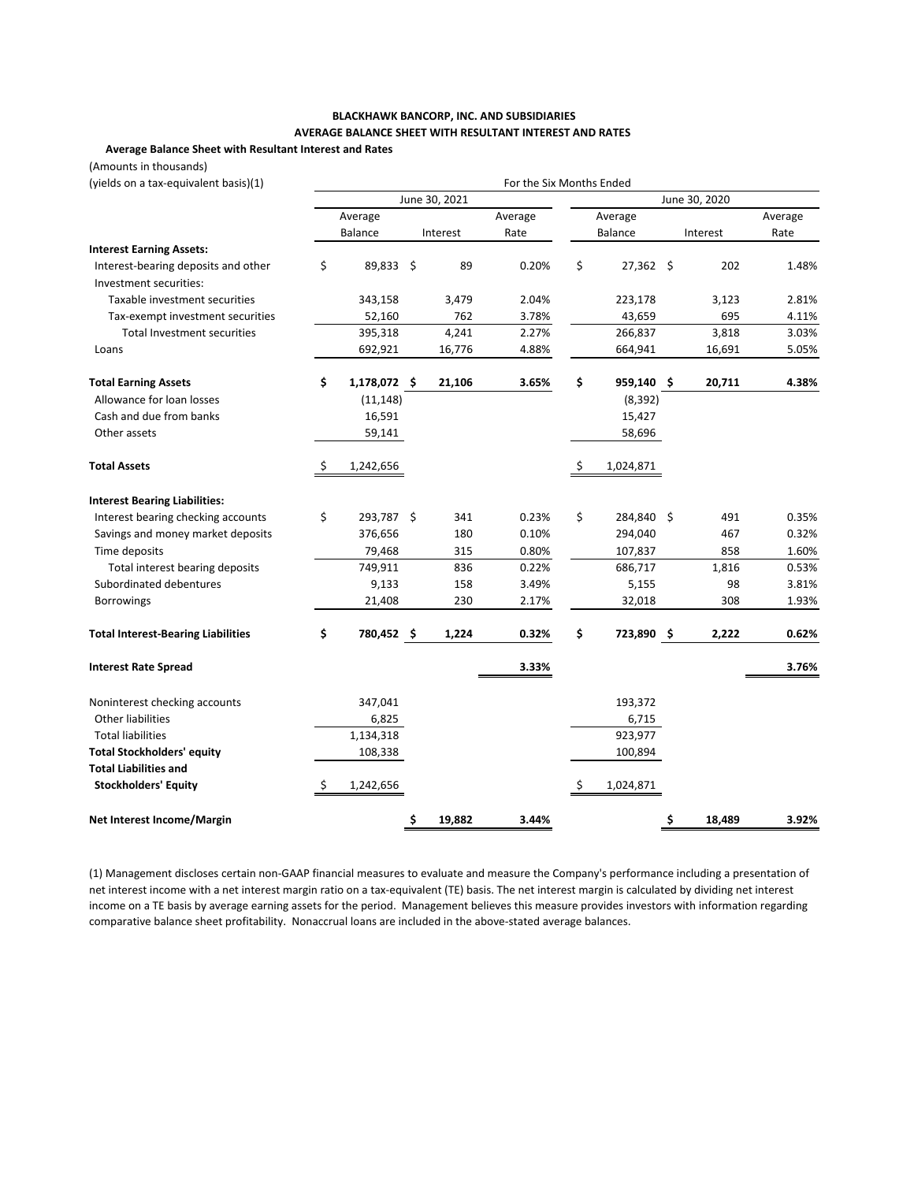**BLACKHAWK BANCORP, INC. AND SUBSIDIARIES**
**AVERAGE BALANCE SHEET WITH RESULTANT INTEREST AND RATES**

**Average Balance Sheet with Resultant Interest and Rates**

(Amounts in thousands)
(yields on a tax-equivalent basis)(1)

| | For the Six Months Ended | | | | | |
|---|---|---|---|---|---|---|
| | June 30, 2021 | | | June 30, 2020 | | |
| | Average Balance | Interest | Average Rate | Average Balance | Interest | Average Rate |
| **Interest Earning Assets:** | | | | | | |
| Interest-bearing deposits and other | $ 89,833 | $ 89 | 0.20% | $ 27,362 | $ 202 | 1.48% |
| Investment securities: | | | | | | |
| Taxable investment securities | 343,158 | 3,479 | 2.04% | 223,178 | 3,123 | 2.81% |
| Tax-exempt investment securities | 52,160 | 762 | 3.78% | 43,659 | 695 | 4.11% |
| Total Investment securities | 395,318 | 4,241 | 2.27% | 266,837 | 3,818 | 3.03% |
| Loans | 692,921 | 16,776 | 4.88% | 664,941 | 16,691 | 5.05% |
| **Total Earning Assets** | **$ 1,178,072** | **$ 21,106** | **3.65%** | **$ 959,140** | **$ 20,711** | **4.38%** |
| Allowance for loan losses | (11,148) | | | (8,392) | | |
| Cash and due from banks | 16,591 | | | 15,427 | | |
| Other assets | 59,141 | | | 58,696 | | |
| **Total Assets** | $ 1,242,656 | | | $ 1,024,871 | | |
| **Interest Bearing Liabilities:** | | | | | | |
| Interest bearing checking accounts | $ 293,787 | $ 341 | 0.23% | $ 284,840 | $ 491 | 0.35% |
| Savings and money market deposits | 376,656 | 180 | 0.10% | 294,040 | 467 | 0.32% |
| Time deposits | 79,468 | 315 | 0.80% | 107,837 | 858 | 1.60% |
| Total interest bearing deposits | 749,911 | 836 | 0.22% | 686,717 | 1,816 | 0.53% |
| Subordinated debentures | 9,133 | 158 | 3.49% | 5,155 | 98 | 3.81% |
| Borrowings | 21,408 | 230 | 2.17% | 32,018 | 308 | 1.93% |
| **Total Interest-Bearing Liabilities** | **$ 780,452** | **$ 1,224** | **0.32%** | **$ 723,890** | **$ 2,222** | **0.62%** |
| **Interest Rate Spread** | | | **3.33%** | | | **3.76%** |
| Noninterest checking accounts | 347,041 | | | 193,372 | | |
| Other liabilities | 6,825 | | | 6,715 | | |
| Total liabilities | 1,134,318 | | | 923,977 | | |
| **Total Stockholders' equity** | 108,338 | | | 100,894 | | |
| **Total Liabilities and Stockholders' Equity** | $ 1,242,656 | | | $ 1,024,871 | | |
| **Net Interest Income/Margin** | | **$ 19,882** | **3.44%** | | **$ 18,489** | **3.92%** |

(1) Management discloses certain non-GAAP financial measures to evaluate and measure the Company's performance including a presentation of net interest income with a net interest margin ratio on a tax-equivalent (TE) basis. The net interest margin is calculated by dividing net interest income on a TE basis by average earning assets for the period. Management believes this measure provides investors with information regarding comparative balance sheet profitability. Nonaccrual loans are included in the above-stated average balances.